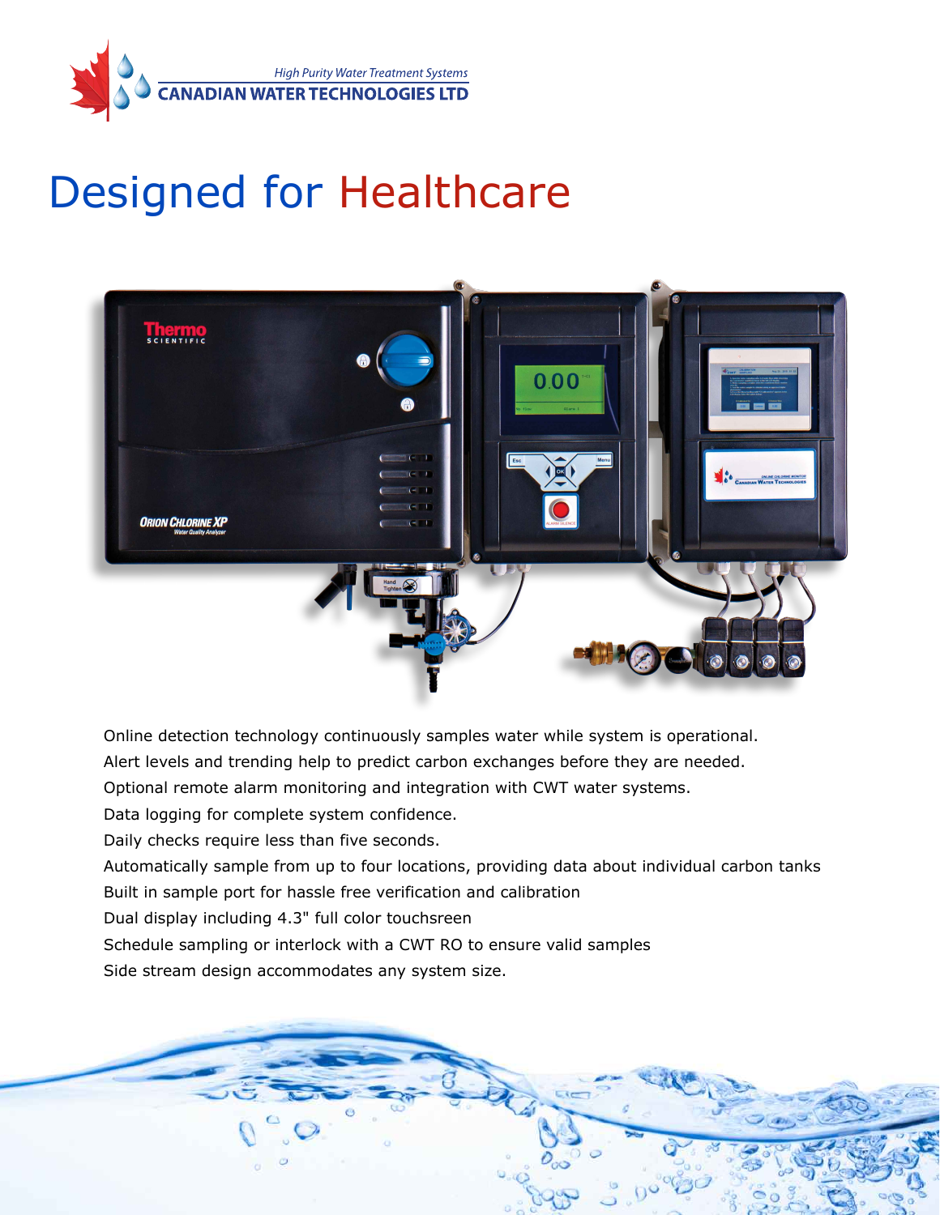High Purity Water Treatment Systems

CANADIAN WATER TECHNOLOGIES LTD

# Designed for Healthcare

Online detection technology continuously samples water while system is operational.

Alert levels and trending help to predict carbon exchanges before they are needed.

Optional remote alarm monitoring and integration with CWT water systems.

Data logging for complete system confidence.

Daily checks require less than five seconds.

Automatically sample from up to four locations, providing data about individual carbon tanks

Built in sample port for hassle free verification and calibration

Dual display including 4.3" full color touchsreen

Schedule sampling or interlock with a CWT RO to ensure valid samples

Side stream design accommodates any system size.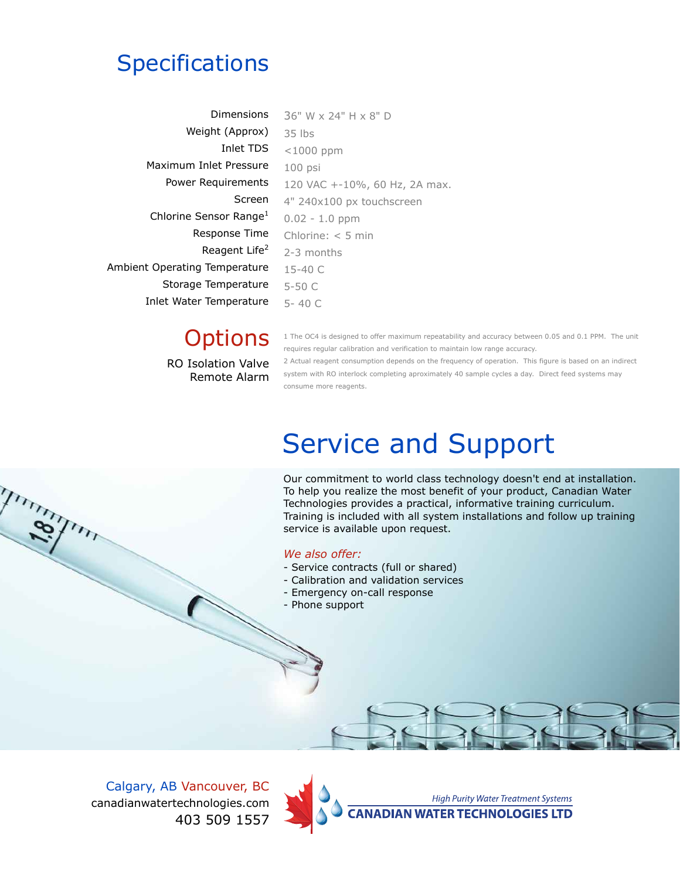# Specifications

| | |
|---|---|
| Dimensions | 36" W x 24" H x 8" D |
| Weight (Approx) | 35 lbs |
| Inlet TDS | <1000 ppm |
| Maximum Inlet Pressure | 100 psi |
| Power Requirements | 120 VAC +-10%, 60 Hz, 2A max. |
| Screen | 4" 240x100 px touchscreen |
| Chlorine Sensor Range[1] | 0.02 - 1.0 ppm |
| Response Time | Chlorine: < 5 min |
| Reagent Life[2] | 2-3 months |
| Ambient Operating Temperature | 15-40 C |
| Storage Temperature | 5-50 C |
| Inlet Water Temperature | 5- 40 C |

# Options

RO Isolation Valve
Remote Alarm

1 The OC4 is designed to offer maximum repeatability and accuracy between 0.05 and 0.1 PPM. The unit requires regular calibration and verification to maintain low range accuracy.

2 Actual reagent consumption depends on the frequency of operation. This figure is based on an indirect system with RO interlock completing aproximately 40 sample cycles a day. Direct feed systems may consume more reagents.

# Service and Support

Our commitment to world class technology doesn't end at installation. To help you realize the most benefit of your product, Canadian Water Technologies provides a practical, informative training curriculum. Training is included with all system installations and follow up training service is available upon request.

*We also offer:*

- Service contracts (full or shared)
- Calibration and validation services
- Emergency on-call response
- Phone support

Calgary, AB Vancouver, BC
canadianwatertechnologies.com
403 509 1557

*High Purity Water Treatment Systems*
**CANADIAN WATER TECHNOLOGIES LTD**